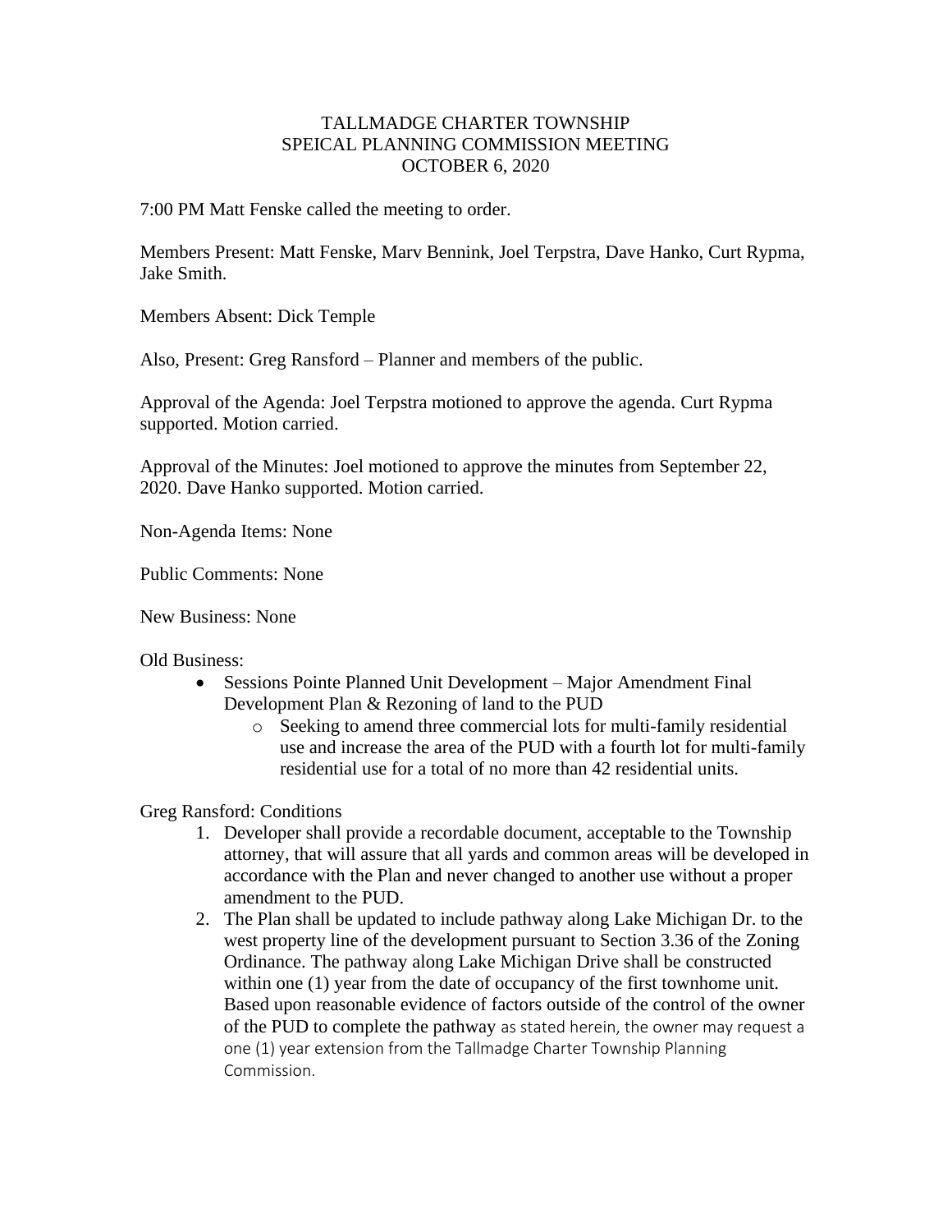# TALLMADGE CHARTER TOWNSHIP
## SPEICAL PLANNING COMMISSION MEETING
## OCTOBER 6, 2020

7:00 PM Matt Fenske called the meeting to order.

Members Present: Matt Fenske, Marv Bennink, Joel Terpstra, Dave Hanko, Curt Rypma, Jake Smith.

Members Absent: Dick Temple

Also, Present: Greg Ransford – Planner and members of the public.

Approval of the Agenda: Joel Terpstra motioned to approve the agenda. Curt Rypma supported. Motion carried.

Approval of the Minutes: Joel motioned to approve the minutes from September 22, 2020. Dave Hanko supported. Motion carried.

Non-Agenda Items: None

Public Comments: None

New Business: None

Old Business:

- Sessions Pointe Planned Unit Development – Major Amendment Final Development Plan & Rezoning of land to the PUD
  - Seeking to amend three commercial lots for multi-family residential use and increase the area of the PUD with a fourth lot for multi-family residential use for a total of no more than 42 residential units.

Greg Ransford: Conditions

1. Developer shall provide a recordable document, acceptable to the Township attorney, that will assure that all yards and common areas will be developed in accordance with the Plan and never changed to another use without a proper amendment to the PUD.
2. The Plan shall be updated to include pathway along Lake Michigan Dr. to the west property line of the development pursuant to Section 3.36 of the Zoning Ordinance. The pathway along Lake Michigan Drive shall be constructed within one (1) year from the date of occupancy of the first townhome unit. Based upon reasonable evidence of factors outside of the control of the owner of the PUD to complete the pathway as stated herein, the owner may request a one (1) year extension from the Tallmadge Charter Township Planning Commission.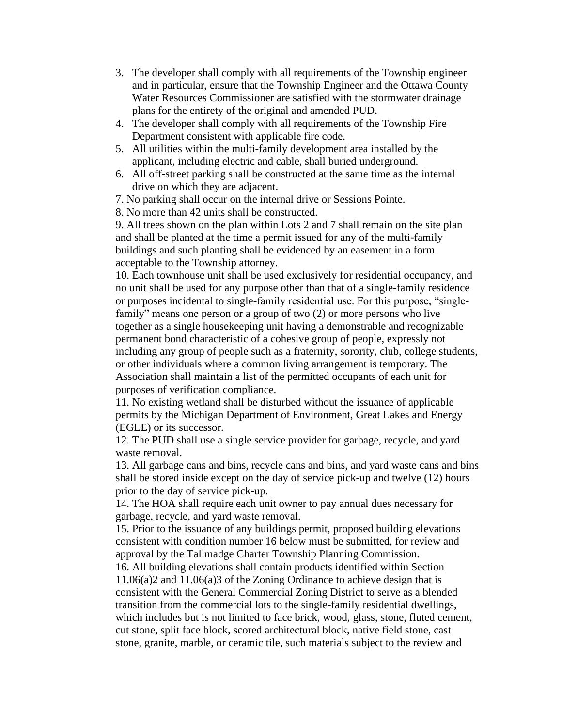3. The developer shall comply with all requirements of the Township engineer and in particular, ensure that the Township Engineer and the Ottawa County Water Resources Commissioner are satisfied with the stormwater drainage plans for the entirety of the original and amended PUD.
4. The developer shall comply with all requirements of the Township Fire Department consistent with applicable fire code.
5. All utilities within the multi-family development area installed by the applicant, including electric and cable, shall buried underground.
6. All off-street parking shall be constructed at the same time as the internal drive on which they are adjacent.
7. No parking shall occur on the internal drive or Sessions Pointe.
8. No more than 42 units shall be constructed.
9. All trees shown on the plan within Lots 2 and 7 shall remain on the site plan and shall be planted at the time a permit issued for any of the multi-family buildings and such planting shall be evidenced by an easement in a form acceptable to the Township attorney.
10. Each townhouse unit shall be used exclusively for residential occupancy, and no unit shall be used for any purpose other than that of a single-family residence or purposes incidental to single-family residential use. For this purpose, "single-family" means one person or a group of two (2) or more persons who live together as a single housekeeping unit having a demonstrable and recognizable permanent bond characteristic of a cohesive group of people, expressly not including any group of people such as a fraternity, sorority, club, college students, or other individuals where a common living arrangement is temporary. The Association shall maintain a list of the permitted occupants of each unit for purposes of verification compliance.
11. No existing wetland shall be disturbed without the issuance of applicable permits by the Michigan Department of Environment, Great Lakes and Energy (EGLE) or its successor.
12. The PUD shall use a single service provider for garbage, recycle, and yard waste removal.
13. All garbage cans and bins, recycle cans and bins, and yard waste cans and bins shall be stored inside except on the day of service pick-up and twelve (12) hours prior to the day of service pick-up.
14. The HOA shall require each unit owner to pay annual dues necessary for garbage, recycle, and yard waste removal.
15. Prior to the issuance of any buildings permit, proposed building elevations consistent with condition number 16 below must be submitted, for review and approval by the Tallmadge Charter Township Planning Commission.
16. All building elevations shall contain products identified within Section 11.06(a)2 and 11.06(a)3 of the Zoning Ordinance to achieve design that is consistent with the General Commercial Zoning District to serve as a blended transition from the commercial lots to the single-family residential dwellings, which includes but is not limited to face brick, wood, glass, stone, fluted cement, cut stone, split face block, scored architectural block, native field stone, cast stone, granite, marble, or ceramic tile, such materials subject to the review and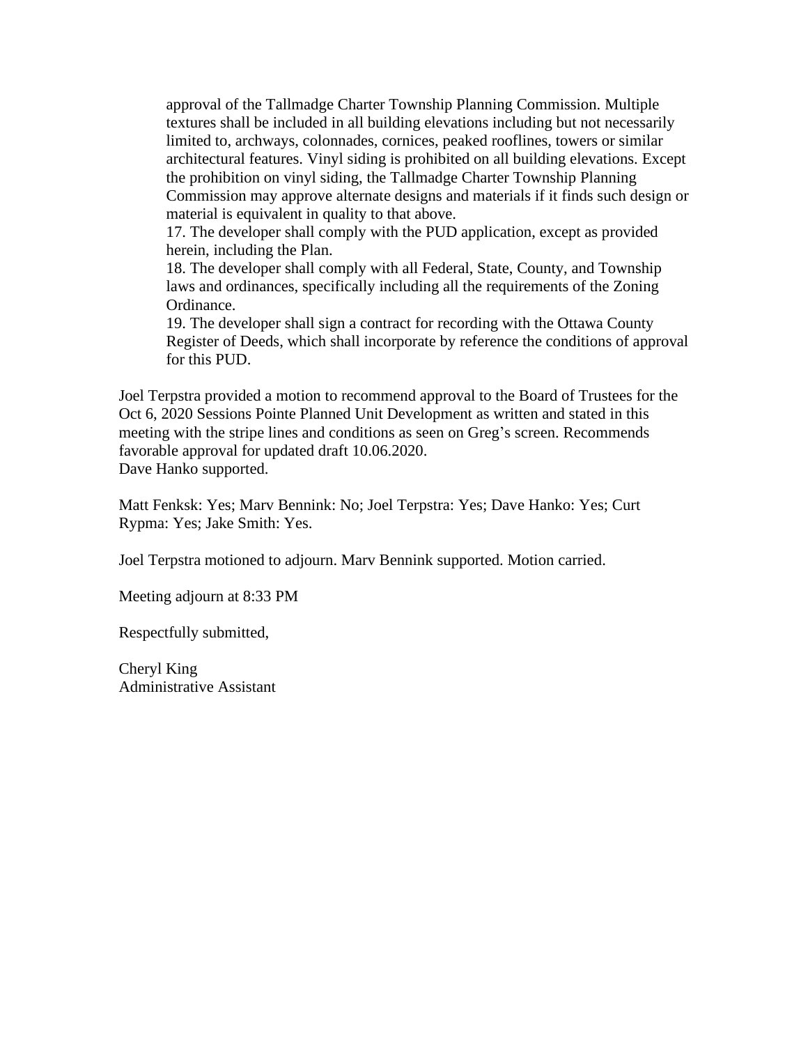approval of the Tallmadge Charter Township Planning Commission. Multiple textures shall be included in all building elevations including but not necessarily limited to, archways, colonnades, cornices, peaked rooflines, towers or similar architectural features. Vinyl siding is prohibited on all building elevations. Except the prohibition on vinyl siding, the Tallmadge Charter Township Planning Commission may approve alternate designs and materials if it finds such design or material is equivalent in quality to that above.

17. The developer shall comply with the PUD application, except as provided herein, including the Plan.

18. The developer shall comply with all Federal, State, County, and Township laws and ordinances, specifically including all the requirements of the Zoning Ordinance.

19. The developer shall sign a contract for recording with the Ottawa County Register of Deeds, which shall incorporate by reference the conditions of approval for this PUD.

Joel Terpstra provided a motion to recommend approval to the Board of Trustees for the Oct 6, 2020 Sessions Pointe Planned Unit Development as written and stated in this meeting with the stripe lines and conditions as seen on Greg's screen. Recommends favorable approval for updated draft 10.06.2020.
Dave Hanko supported.

Matt Fenksk: Yes; Marv Bennink: No; Joel Terpstra: Yes; Dave Hanko: Yes; Curt Rypma: Yes; Jake Smith: Yes.

Joel Terpstra motioned to adjourn. Marv Bennink supported. Motion carried.

Meeting adjourn at 8:33 PM

Respectfully submitted,

Cheryl King
Administrative Assistant